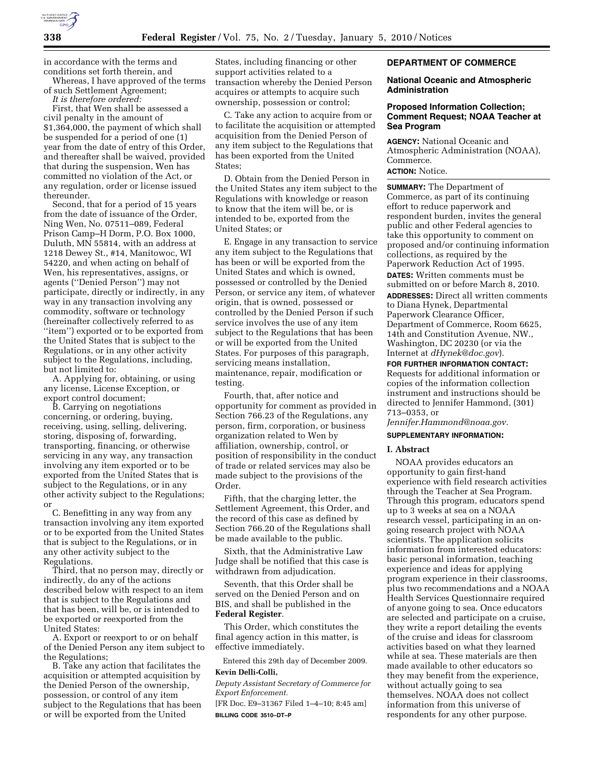in accordance with the terms and conditions set forth therein, and

Whereas, I have approved of the terms of such Settlement Agreement;

*It is therefore ordered:*

First, that Wen shall be assessed a civil penalty in the amount of $1,364,000, the payment of which shall be suspended for a period of one (1) year from the date of entry of this Order, and thereafter shall be waived, provided that during the suspension, Wen has committed no violation of the Act, or any regulation, order or license issued thereunder.

Second, that for a period of 15 years from the date of issuance of the Order, Ning Wen, No. 07511–089, Federal Prison Camp–H Dorm, P.O. Box 1000, Duluth, MN 55814, with an address at 1218 Dewey St., #14, Manitowoc, WI 54220, and when acting on behalf of Wen, his representatives, assigns, or agents (''Denied Person'') may not participate, directly or indirectly, in any way in any transaction involving any commodity, software or technology (hereinafter collectively referred to as ''item'') exported or to be exported from the United States that is subject to the Regulations, or in any other activity subject to the Regulations, including, but not limited to:

A. Applying for, obtaining, or using any license, License Exception, or export control document;

B. Carrying on negotiations concerning, or ordering, buying, receiving, using, selling, delivering, storing, disposing of, forwarding, transporting, financing, or otherwise servicing in any way, any transaction involving any item exported or to be exported from the United States that is subject to the Regulations, or in any other activity subject to the Regulations; or

C. Benefitting in any way from any transaction involving any item exported or to be exported from the United States that is subject to the Regulations, or in any other activity subject to the Regulations.

Third, that no person may, directly or indirectly, do any of the actions described below with respect to an item that is subject to the Regulations and that has been, will be, or is intended to be exported or reexported from the United States:

A. Export or reexport to or on behalf of the Denied Person any item subject to the Regulations;

B. Take any action that facilitates the acquisition or attempted acquisition by the Denied Person of the ownership, possession, or control of any item subject to the Regulations that has been or will be exported from the United States, including financing or other support activities related to a transaction whereby the Denied Person acquires or attempts to acquire such ownership, possession or control;

C. Take any action to acquire from or to facilitate the acquisition or attempted acquisition from the Denied Person of any item subject to the Regulations that has been exported from the United States;

D. Obtain from the Denied Person in the United States any item subject to the Regulations with knowledge or reason to know that the item will be, or is intended to be, exported from the United States; or

E. Engage in any transaction to service any item subject to the Regulations that has been or will be exported from the United States and which is owned, possessed or controlled by the Denied Person, or service any item, of whatever origin, that is owned, possessed or controlled by the Denied Person if such service involves the use of any item subject to the Regulations that has been or will be exported from the United States. For purposes of this paragraph, servicing means installation, maintenance, repair, modification or testing.

Fourth, that, after notice and opportunity for comment as provided in Section 766.23 of the Regulations, any person, firm, corporation, or business organization related to Wen by affiliation, ownership, control, or position of responsibility in the conduct of trade or related services may also be made subject to the provisions of the Order.

Fifth, that the charging letter, the Settlement Agreement, this Order, and the record of this case as defined by Section 766.20 of the Regulations shall be made available to the public.

Sixth, that the Administrative Law Judge shall be notified that this case is withdrawn from adjudication.

Seventh, that this Order shall be served on the Denied Person and on BIS, and shall be published in the **Federal Register**.

This Order, which constitutes the final agency action in this matter, is effective immediately.

Entered this 29th day of December 2009.

**Kevin Delli-Colli,**

*Deputy Assistant Secretary of Commerce for Export Enforcement.*

[FR Doc. E9–31367 Filed 1–4–10; 8:45 am]

**BILLING CODE 3510–DT–P**

## DEPARTMENT OF COMMERCE

### National Oceanic and Atmospheric Administration

### Proposed Information Collection; Comment Request; NOAA Teacher at Sea Program

**AGENCY:** National Oceanic and Atmospheric Administration (NOAA), Commerce.

**ACTION:** Notice.

**SUMMARY:** The Department of Commerce, as part of its continuing effort to reduce paperwork and respondent burden, invites the general public and other Federal agencies to take this opportunity to comment on proposed and/or continuing information collections, as required by the Paperwork Reduction Act of 1995.

**DATES:** Written comments must be submitted on or before March 8, 2010.

**ADDRESSES:** Direct all written comments to Diana Hynek, Departmental Paperwork Clearance Officer, Department of Commerce, Room 6625, 14th and Constitution Avenue, NW., Washington, DC 20230 (or via the Internet at *dHynek@doc.gov*).

**FOR FURTHER INFORMATION CONTACT:** Requests for additional information or copies of the information collection instrument and instructions should be directed to Jennifer Hammond, (301) 713–0353, or *Jennifer.Hammond@noaa.gov.*

**SUPPLEMENTARY INFORMATION:**

**I. Abstract**

NOAA provides educators an opportunity to gain first-hand experience with field research activities through the Teacher at Sea Program. Through this program, educators spend up to 3 weeks at sea on a NOAA research vessel, participating in an on-going research project with NOAA scientists. The application solicits information from interested educators: basic personal information, teaching experience and ideas for applying program experience in their classrooms, plus two recommendations and a NOAA Health Services Questionnaire required of anyone going to sea. Once educators are selected and participate on a cruise, they write a report detailing the events of the cruise and ideas for classroom activities based on what they learned while at sea. These materials are then made available to other educators so they may benefit from the experience, without actually going to sea themselves. NOAA does not collect information from this universe of respondents for any other purpose.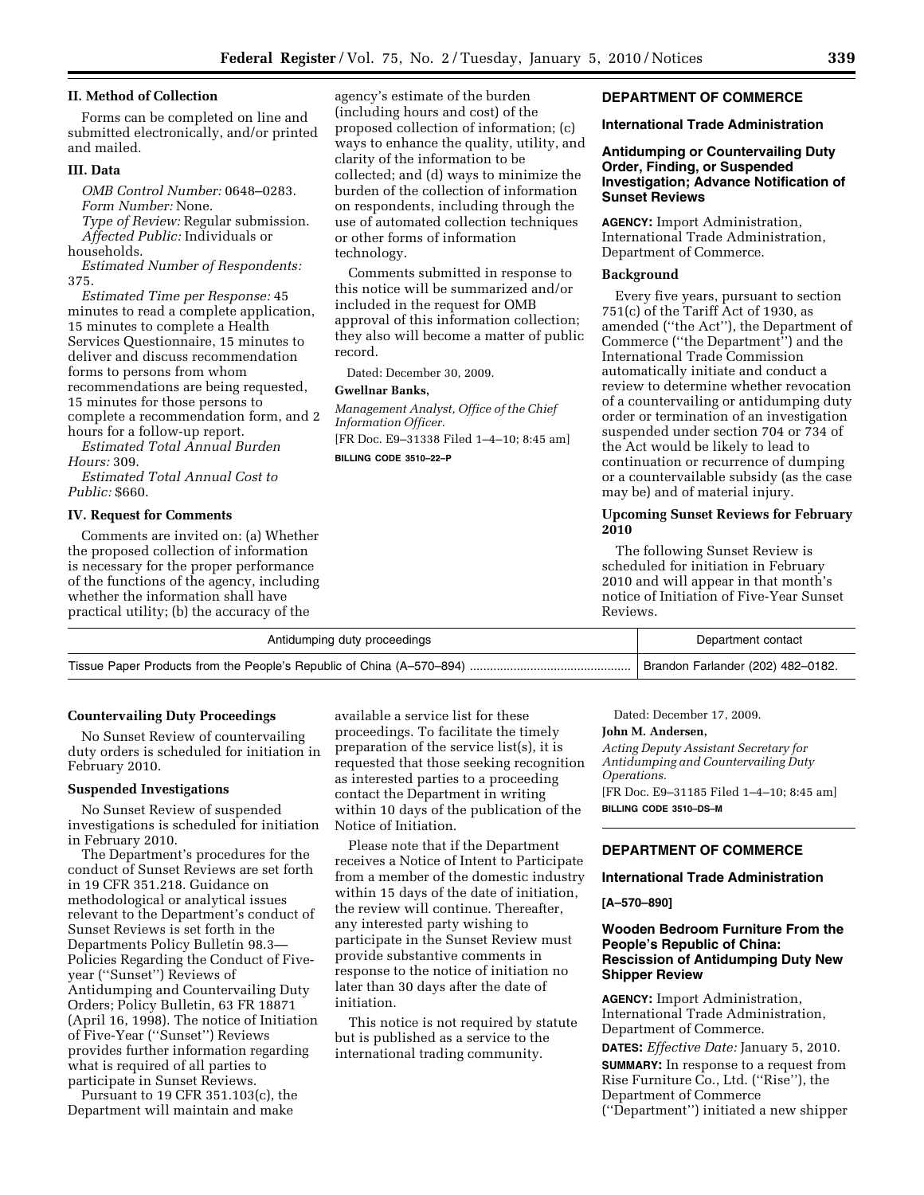## II. Method of Collection

Forms can be completed on line and submitted electronically, and/or printed and mailed.

## III. Data

*OMB Control Number:* 0648–0283.

*Form Number:* None.

*Type of Review:* Regular submission.

*Affected Public:* Individuals or households.

*Estimated Number of Respondents:* 375.

*Estimated Time per Response:* 45 minutes to read a complete application, 15 minutes to complete a Health Services Questionnaire, 15 minutes to deliver and discuss recommendation forms to persons from whom recommendations are being requested, 15 minutes for those persons to complete a recommendation form, and 2 hours for a follow-up report.

*Estimated Total Annual Burden Hours:* 309.

*Estimated Total Annual Cost to Public:* $660.

## IV. Request for Comments

Comments are invited on: (a) Whether the proposed collection of information is necessary for the proper performance of the functions of the agency, including whether the information shall have practical utility; (b) the accuracy of the agency's estimate of the burden (including hours and cost) of the proposed collection of information; (c) ways to enhance the quality, utility, and clarity of the information to be collected; and (d) ways to minimize the burden of the collection of information on respondents, including through the use of automated collection techniques or other forms of information technology.

Comments submitted in response to this notice will be summarized and/or included in the request for OMB approval of this information collection; they also will become a matter of public record.

Dated: December 30, 2009.

**Gwellnar Banks,**

*Management Analyst, Office of the Chief Information Officer.*

[FR Doc. E9–31338 Filed 1–4–10; 8:45 am]

**BILLING CODE 3510–22–P**

---

# DEPARTMENT OF COMMERCE

## International Trade Administration

## Antidumping or Countervailing Duty Order, Finding, or Suspended Investigation; Advance Notification of Sunset Reviews

**AGENCY:** Import Administration, International Trade Administration, Department of Commerce.

### Background

Every five years, pursuant to section 751(c) of the Tariff Act of 1930, as amended (''the Act''), the Department of Commerce (''the Department'') and the International Trade Commission automatically initiate and conduct a review to determine whether revocation of a countervailing or antidumping duty order or termination of an investigation suspended under section 704 or 734 of the Act would be likely to lead to continuation or recurrence of dumping or a countervailable subsidy (as the case may be) and of material injury.

### Upcoming Sunset Reviews for February 2010

The following Sunset Review is scheduled for initiation in February 2010 and will appear in that month's notice of Initiation of Five-Year Sunset Reviews.

| Antidumping duty proceedings | Department contact |
|---|---|
| Tissue Paper Products from the People's Republic of China (A–570–894) | Brandon Farlander (202) 482–0182. |

### Countervailing Duty Proceedings

No Sunset Review of countervailing duty orders is scheduled for initiation in February 2010.

### Suspended Investigations

No Sunset Review of suspended investigations is scheduled for initiation in February 2010.

The Department's procedures for the conduct of Sunset Reviews are set forth in 19 CFR 351.218. Guidance on methodological or analytical issues relevant to the Department's conduct of Sunset Reviews is set forth in the Departments Policy Bulletin 98.3—Policies Regarding the Conduct of Five-year (''Sunset'') Reviews of Antidumping and Countervailing Duty Orders; Policy Bulletin, 63 FR 18871 (April 16, 1998). The notice of Initiation of Five-Year (''Sunset'') Reviews provides further information regarding what is required of all parties to participate in Sunset Reviews.

Pursuant to 19 CFR 351.103(c), the Department will maintain and make available a service list for these proceedings. To facilitate the timely preparation of the service list(s), it is requested that those seeking recognition as interested parties to a proceeding contact the Department in writing within 10 days of the publication of the Notice of Initiation.

Please note that if the Department receives a Notice of Intent to Participate from a member of the domestic industry within 15 days of the date of initiation, the review will continue. Thereafter, any interested party wishing to participate in the Sunset Review must provide substantive comments in response to the notice of initiation no later than 30 days after the date of initiation.

This notice is not required by statute but is published as a service to the international trading community.

Dated: December 17, 2009.

**John M. Andersen,**

*Acting Deputy Assistant Secretary for Antidumping and Countervailing Duty Operations.*

[FR Doc. E9–31185 Filed 1–4–10; 8:45 am]

**BILLING CODE 3510–DS–M**

---

# DEPARTMENT OF COMMERCE

## International Trade Administration

**[A–570–890]**

## Wooden Bedroom Furniture From the People's Republic of China: Rescission of Antidumping Duty New Shipper Review

**AGENCY:** Import Administration, International Trade Administration, Department of Commerce.

**DATES:** *Effective Date:* January 5, 2010.

**SUMMARY:** In response to a request from Rise Furniture Co., Ltd. (''Rise''), the Department of Commerce (''Department'') initiated a new shipper